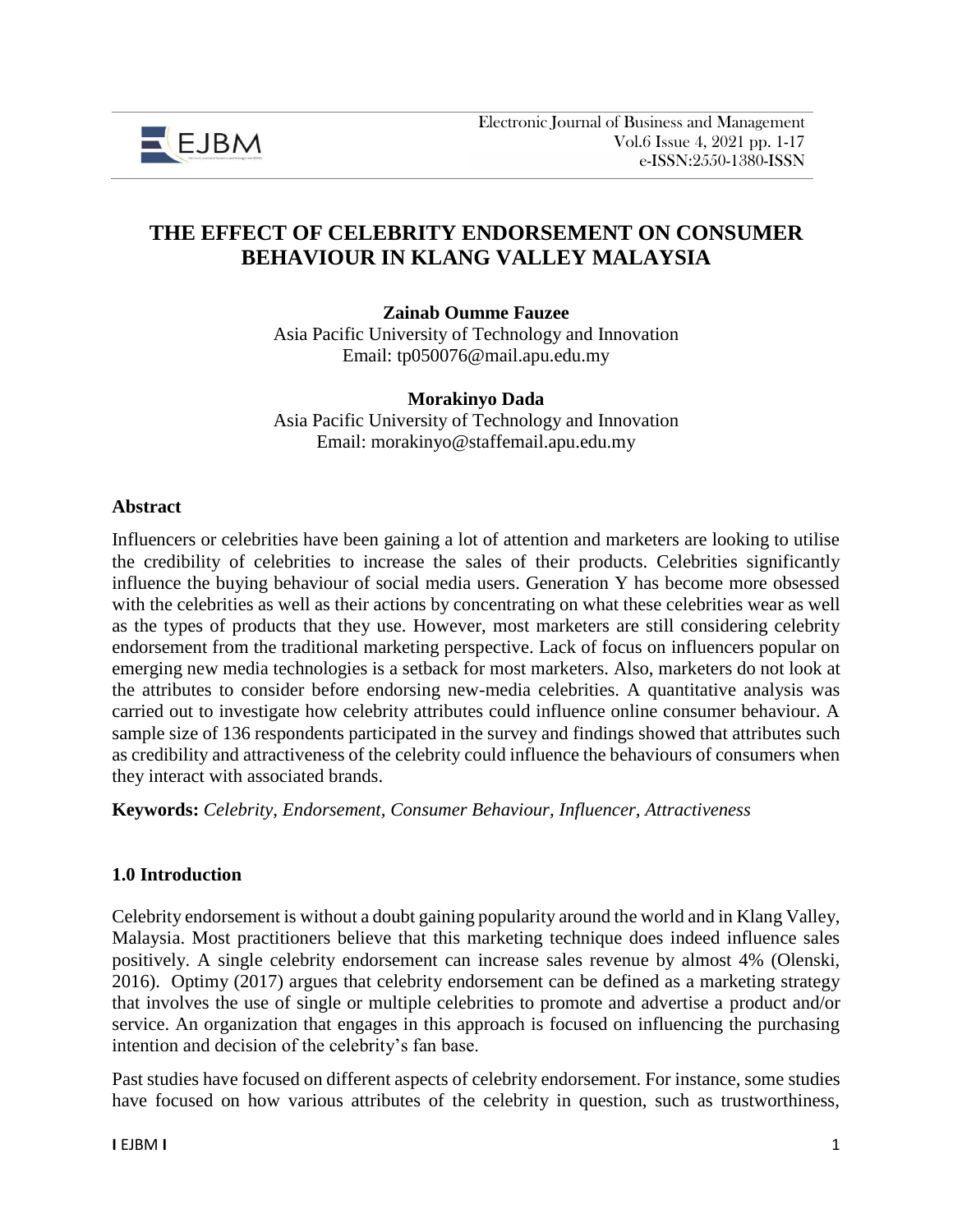# THE EFFECT OF CELEBRITY ENDORSEMENT ON CONSUMER BEHAVIOUR IN KLANG VALLEY MALAYSIA

**Zainab Oumme Fauzee**
Asia Pacific University of Technology and Innovation
Email: tp050076@mail.apu.edu.my

**Morakinyo Dada**
Asia Pacific University of Technology and Innovation
Email: morakinyo@staffemail.apu.edu.my

## Abstract

Influencers or celebrities have been gaining a lot of attention and marketers are looking to utilise the credibility of celebrities to increase the sales of their products. Celebrities significantly influence the buying behaviour of social media users. Generation Y has become more obsessed with the celebrities as well as their actions by concentrating on what these celebrities wear as well as the types of products that they use. However, most marketers are still considering celebrity endorsement from the traditional marketing perspective. Lack of focus on influencers popular on emerging new media technologies is a setback for most marketers. Also, marketers do not look at the attributes to consider before endorsing new-media celebrities. A quantitative analysis was carried out to investigate how celebrity attributes could influence online consumer behaviour. A sample size of 136 respondents participated in the survey and findings showed that attributes such as credibility and attractiveness of the celebrity could influence the behaviours of consumers when they interact with associated brands.

**Keywords:** *Celebrity, Endorsement, Consumer Behaviour, Influencer, Attractiveness*

## 1.0 Introduction

Celebrity endorsement is without a doubt gaining popularity around the world and in Klang Valley, Malaysia. Most practitioners believe that this marketing technique does indeed influence sales positively. A single celebrity endorsement can increase sales revenue by almost 4% (Olenski, 2016). Optimy (2017) argues that celebrity endorsement can be defined as a marketing strategy that involves the use of single or multiple celebrities to promote and advertise a product and/or service. An organization that engages in this approach is focused on influencing the purchasing intention and decision of the celebrity's fan base.

Past studies have focused on different aspects of celebrity endorsement. For instance, some studies have focused on how various attributes of the celebrity in question, such as trustworthiness,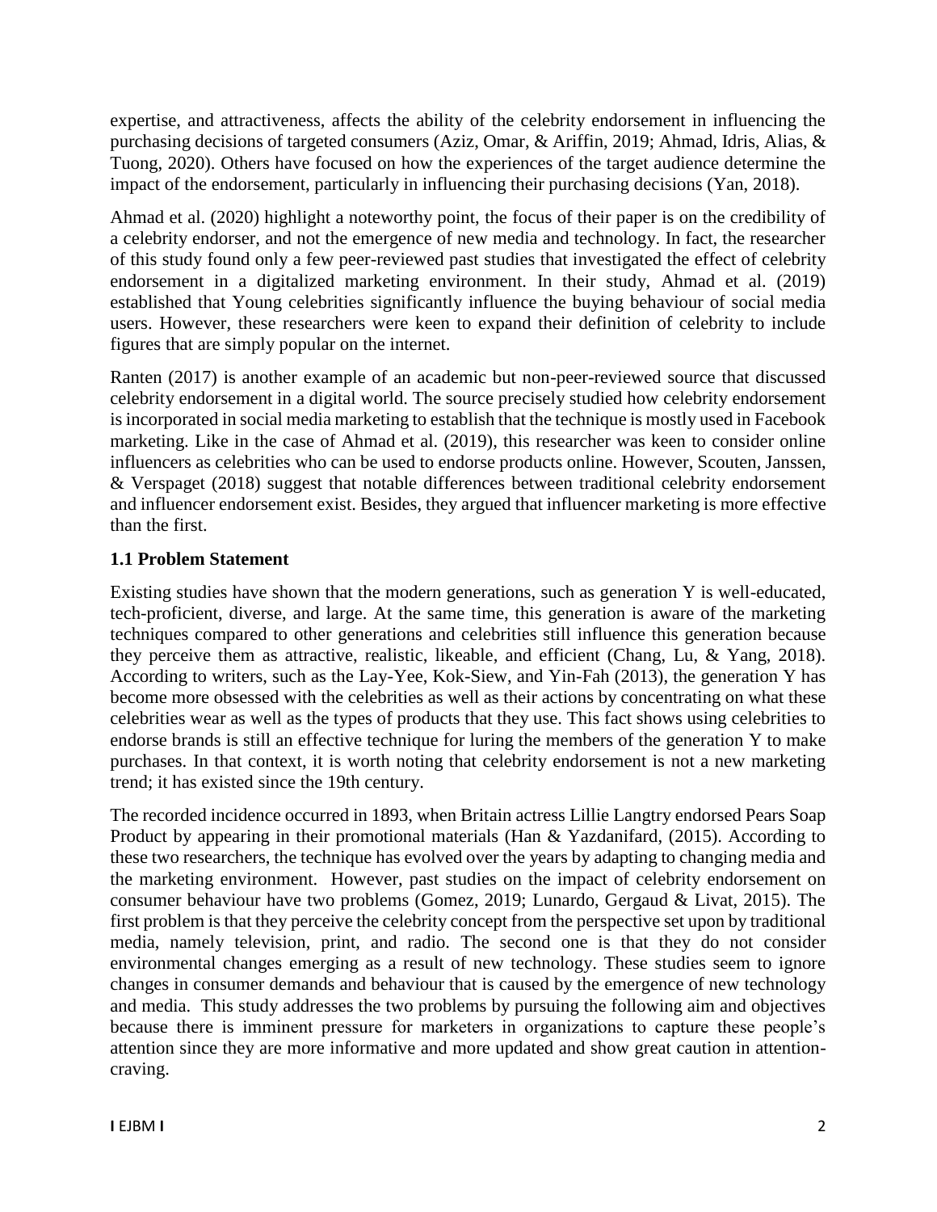expertise, and attractiveness, affects the ability of the celebrity endorsement in influencing the purchasing decisions of targeted consumers (Aziz, Omar, & Ariffin, 2019; Ahmad, Idris, Alias, & Tuong, 2020). Others have focused on how the experiences of the target audience determine the impact of the endorsement, particularly in influencing their purchasing decisions (Yan, 2018).

Ahmad et al. (2020) highlight a noteworthy point, the focus of their paper is on the credibility of a celebrity endorser, and not the emergence of new media and technology. In fact, the researcher of this study found only a few peer-reviewed past studies that investigated the effect of celebrity endorsement in a digitalized marketing environment. In their study, Ahmad et al. (2019) established that Young celebrities significantly influence the buying behaviour of social media users. However, these researchers were keen to expand their definition of celebrity to include figures that are simply popular on the internet.

Ranten (2017) is another example of an academic but non-peer-reviewed source that discussed celebrity endorsement in a digital world. The source precisely studied how celebrity endorsement is incorporated in social media marketing to establish that the technique is mostly used in Facebook marketing. Like in the case of Ahmad et al. (2019), this researcher was keen to consider online influencers as celebrities who can be used to endorse products online. However, Scouten, Janssen, & Verspaget (2018) suggest that notable differences between traditional celebrity endorsement and influencer endorsement exist. Besides, they argued that influencer marketing is more effective than the first.

## 1.1 Problem Statement

Existing studies have shown that the modern generations, such as generation Y is well-educated, tech-proficient, diverse, and large. At the same time, this generation is aware of the marketing techniques compared to other generations and celebrities still influence this generation because they perceive them as attractive, realistic, likeable, and efficient (Chang, Lu, & Yang, 2018). According to writers, such as the Lay-Yee, Kok-Siew, and Yin-Fah (2013), the generation Y has become more obsessed with the celebrities as well as their actions by concentrating on what these celebrities wear as well as the types of products that they use. This fact shows using celebrities to endorse brands is still an effective technique for luring the members of the generation Y to make purchases. In that context, it is worth noting that celebrity endorsement is not a new marketing trend; it has existed since the 19th century.

The recorded incidence occurred in 1893, when Britain actress Lillie Langtry endorsed Pears Soap Product by appearing in their promotional materials (Han & Yazdanifard, (2015). According to these two researchers, the technique has evolved over the years by adapting to changing media and the marketing environment. However, past studies on the impact of celebrity endorsement on consumer behaviour have two problems (Gomez, 2019; Lunardo, Gergaud & Livat, 2015). The first problem is that they perceive the celebrity concept from the perspective set upon by traditional media, namely television, print, and radio. The second one is that they do not consider environmental changes emerging as a result of new technology. These studies seem to ignore changes in consumer demands and behaviour that is caused by the emergence of new technology and media. This study addresses the two problems by pursuing the following aim and objectives because there is imminent pressure for marketers in organizations to capture these people's attention since they are more informative and more updated and show great caution in attention-craving.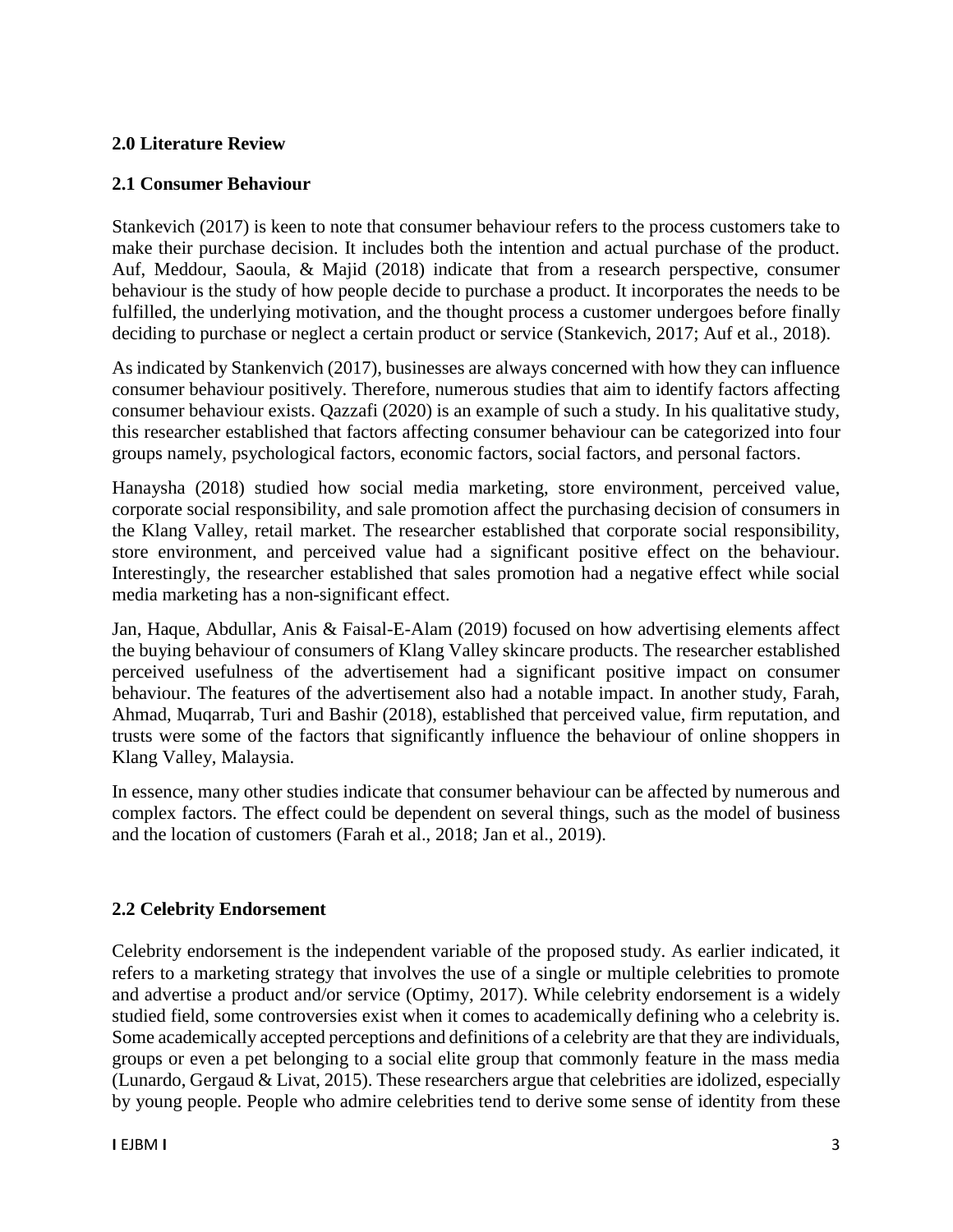## 2.0 Literature Review

### 2.1 Consumer Behaviour

Stankevich (2017) is keen to note that consumer behaviour refers to the process customers take to make their purchase decision. It includes both the intention and actual purchase of the product. Auf, Meddour, Saoula, & Majid (2018) indicate that from a research perspective, consumer behaviour is the study of how people decide to purchase a product. It incorporates the needs to be fulfilled, the underlying motivation, and the thought process a customer undergoes before finally deciding to purchase or neglect a certain product or service (Stankevich, 2017; Auf et al., 2018).

As indicated by Stankenvich (2017), businesses are always concerned with how they can influence consumer behaviour positively. Therefore, numerous studies that aim to identify factors affecting consumer behaviour exists. Qazzafi (2020) is an example of such a study. In his qualitative study, this researcher established that factors affecting consumer behaviour can be categorized into four groups namely, psychological factors, economic factors, social factors, and personal factors.

Hanaysha (2018) studied how social media marketing, store environment, perceived value, corporate social responsibility, and sale promotion affect the purchasing decision of consumers in the Klang Valley, retail market. The researcher established that corporate social responsibility, store environment, and perceived value had a significant positive effect on the behaviour. Interestingly, the researcher established that sales promotion had a negative effect while social media marketing has a non-significant effect.

Jan, Haque, Abdullar, Anis & Faisal-E-Alam (2019) focused on how advertising elements affect the buying behaviour of consumers of Klang Valley skincare products. The researcher established perceived usefulness of the advertisement had a significant positive impact on consumer behaviour. The features of the advertisement also had a notable impact. In another study, Farah, Ahmad, Muqarrab, Turi and Bashir (2018), established that perceived value, firm reputation, and trusts were some of the factors that significantly influence the behaviour of online shoppers in Klang Valley, Malaysia.

In essence, many other studies indicate that consumer behaviour can be affected by numerous and complex factors. The effect could be dependent on several things, such as the model of business and the location of customers (Farah et al., 2018; Jan et al., 2019).

### 2.2 Celebrity Endorsement

Celebrity endorsement is the independent variable of the proposed study. As earlier indicated, it refers to a marketing strategy that involves the use of a single or multiple celebrities to promote and advertise a product and/or service (Optimy, 2017). While celebrity endorsement is a widely studied field, some controversies exist when it comes to academically defining who a celebrity is. Some academically accepted perceptions and definitions of a celebrity are that they are individuals, groups or even a pet belonging to a social elite group that commonly feature in the mass media (Lunardo, Gergaud & Livat, 2015). These researchers argue that celebrities are idolized, especially by young people. People who admire celebrities tend to derive some sense of identity from these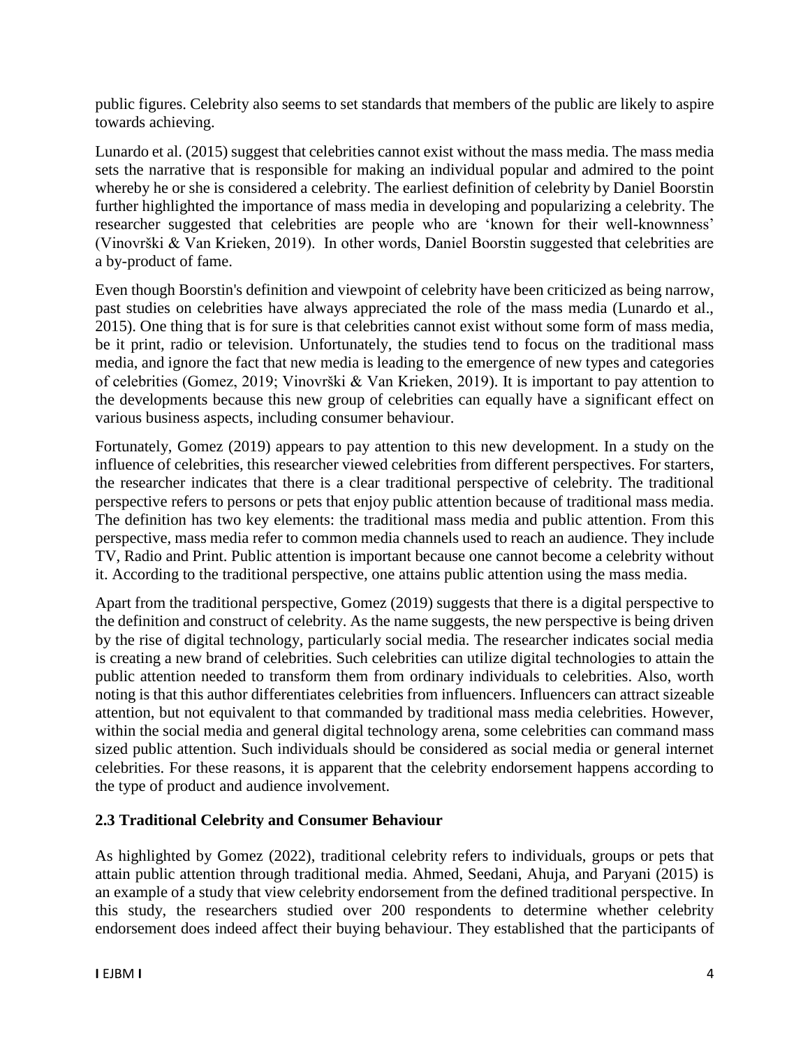public figures. Celebrity also seems to set standards that members of the public are likely to aspire towards achieving.

Lunardo et al. (2015) suggest that celebrities cannot exist without the mass media. The mass media sets the narrative that is responsible for making an individual popular and admired to the point whereby he or she is considered a celebrity. The earliest definition of celebrity by Daniel Boorstin further highlighted the importance of mass media in developing and popularizing a celebrity. The researcher suggested that celebrities are people who are 'known for their well-knownness' (Vinovrški & Van Krieken, 2019). In other words, Daniel Boorstin suggested that celebrities are a by-product of fame.

Even though Boorstin's definition and viewpoint of celebrity have been criticized as being narrow, past studies on celebrities have always appreciated the role of the mass media (Lunardo et al., 2015). One thing that is for sure is that celebrities cannot exist without some form of mass media, be it print, radio or television. Unfortunately, the studies tend to focus on the traditional mass media, and ignore the fact that new media is leading to the emergence of new types and categories of celebrities (Gomez, 2019; Vinovrški & Van Krieken, 2019). It is important to pay attention to the developments because this new group of celebrities can equally have a significant effect on various business aspects, including consumer behaviour.

Fortunately, Gomez (2019) appears to pay attention to this new development. In a study on the influence of celebrities, this researcher viewed celebrities from different perspectives. For starters, the researcher indicates that there is a clear traditional perspective of celebrity. The traditional perspective refers to persons or pets that enjoy public attention because of traditional mass media. The definition has two key elements: the traditional mass media and public attention. From this perspective, mass media refer to common media channels used to reach an audience. They include TV, Radio and Print. Public attention is important because one cannot become a celebrity without it. According to the traditional perspective, one attains public attention using the mass media.

Apart from the traditional perspective, Gomez (2019) suggests that there is a digital perspective to the definition and construct of celebrity. As the name suggests, the new perspective is being driven by the rise of digital technology, particularly social media. The researcher indicates social media is creating a new brand of celebrities. Such celebrities can utilize digital technologies to attain the public attention needed to transform them from ordinary individuals to celebrities. Also, worth noting is that this author differentiates celebrities from influencers. Influencers can attract sizeable attention, but not equivalent to that commanded by traditional mass media celebrities. However, within the social media and general digital technology arena, some celebrities can command mass sized public attention. Such individuals should be considered as social media or general internet celebrities. For these reasons, it is apparent that the celebrity endorsement happens according to the type of product and audience involvement.

## 2.3 Traditional Celebrity and Consumer Behaviour

As highlighted by Gomez (2022), traditional celebrity refers to individuals, groups or pets that attain public attention through traditional media. Ahmed, Seedani, Ahuja, and Paryani (2015) is an example of a study that view celebrity endorsement from the defined traditional perspective. In this study, the researchers studied over 200 respondents to determine whether celebrity endorsement does indeed affect their buying behaviour. They established that the participants of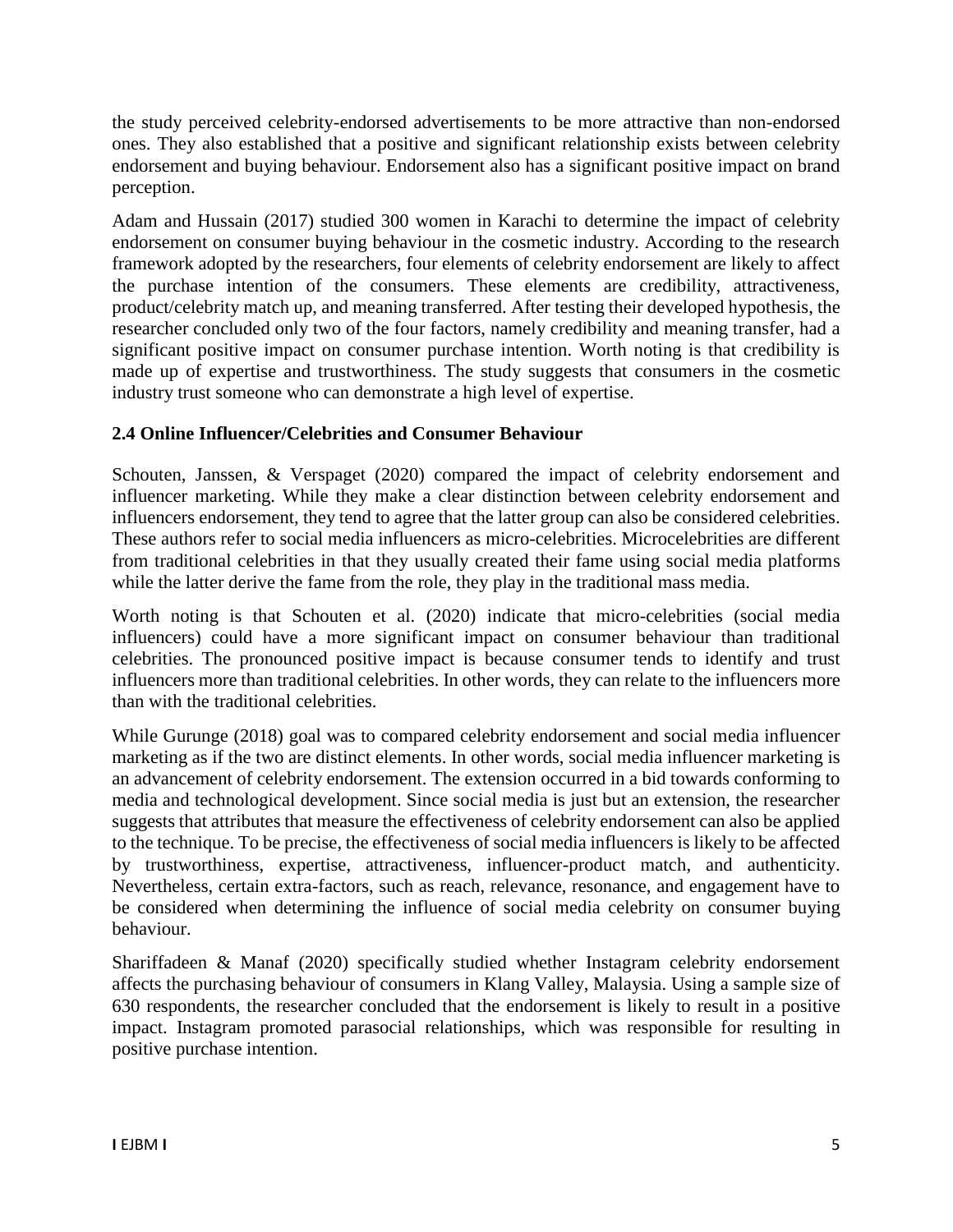the study perceived celebrity-endorsed advertisements to be more attractive than non-endorsed ones. They also established that a positive and significant relationship exists between celebrity endorsement and buying behaviour. Endorsement also has a significant positive impact on brand perception.

Adam and Hussain (2017) studied 300 women in Karachi to determine the impact of celebrity endorsement on consumer buying behaviour in the cosmetic industry. According to the research framework adopted by the researchers, four elements of celebrity endorsement are likely to affect the purchase intention of the consumers. These elements are credibility, attractiveness, product/celebrity match up, and meaning transferred. After testing their developed hypothesis, the researcher concluded only two of the four factors, namely credibility and meaning transfer, had a significant positive impact on consumer purchase intention. Worth noting is that credibility is made up of expertise and trustworthiness. The study suggests that consumers in the cosmetic industry trust someone who can demonstrate a high level of expertise.

## 2.4 Online Influencer/Celebrities and Consumer Behaviour

Schouten, Janssen, & Verspaget (2020) compared the impact of celebrity endorsement and influencer marketing. While they make a clear distinction between celebrity endorsement and influencers endorsement, they tend to agree that the latter group can also be considered celebrities. These authors refer to social media influencers as micro-celebrities. Microcelebrities are different from traditional celebrities in that they usually created their fame using social media platforms while the latter derive the fame from the role, they play in the traditional mass media.

Worth noting is that Schouten et al. (2020) indicate that micro-celebrities (social media influencers) could have a more significant impact on consumer behaviour than traditional celebrities. The pronounced positive impact is because consumer tends to identify and trust influencers more than traditional celebrities. In other words, they can relate to the influencers more than with the traditional celebrities.

While Gurunge (2018) goal was to compared celebrity endorsement and social media influencer marketing as if the two are distinct elements. In other words, social media influencer marketing is an advancement of celebrity endorsement. The extension occurred in a bid towards conforming to media and technological development. Since social media is just but an extension, the researcher suggests that attributes that measure the effectiveness of celebrity endorsement can also be applied to the technique. To be precise, the effectiveness of social media influencers is likely to be affected by trustworthiness, expertise, attractiveness, influencer-product match, and authenticity. Nevertheless, certain extra-factors, such as reach, relevance, resonance, and engagement have to be considered when determining the influence of social media celebrity on consumer buying behaviour.

Shariffadeen & Manaf (2020) specifically studied whether Instagram celebrity endorsement affects the purchasing behaviour of consumers in Klang Valley, Malaysia. Using a sample size of 630 respondents, the researcher concluded that the endorsement is likely to result in a positive impact. Instagram promoted parasocial relationships, which was responsible for resulting in positive purchase intention.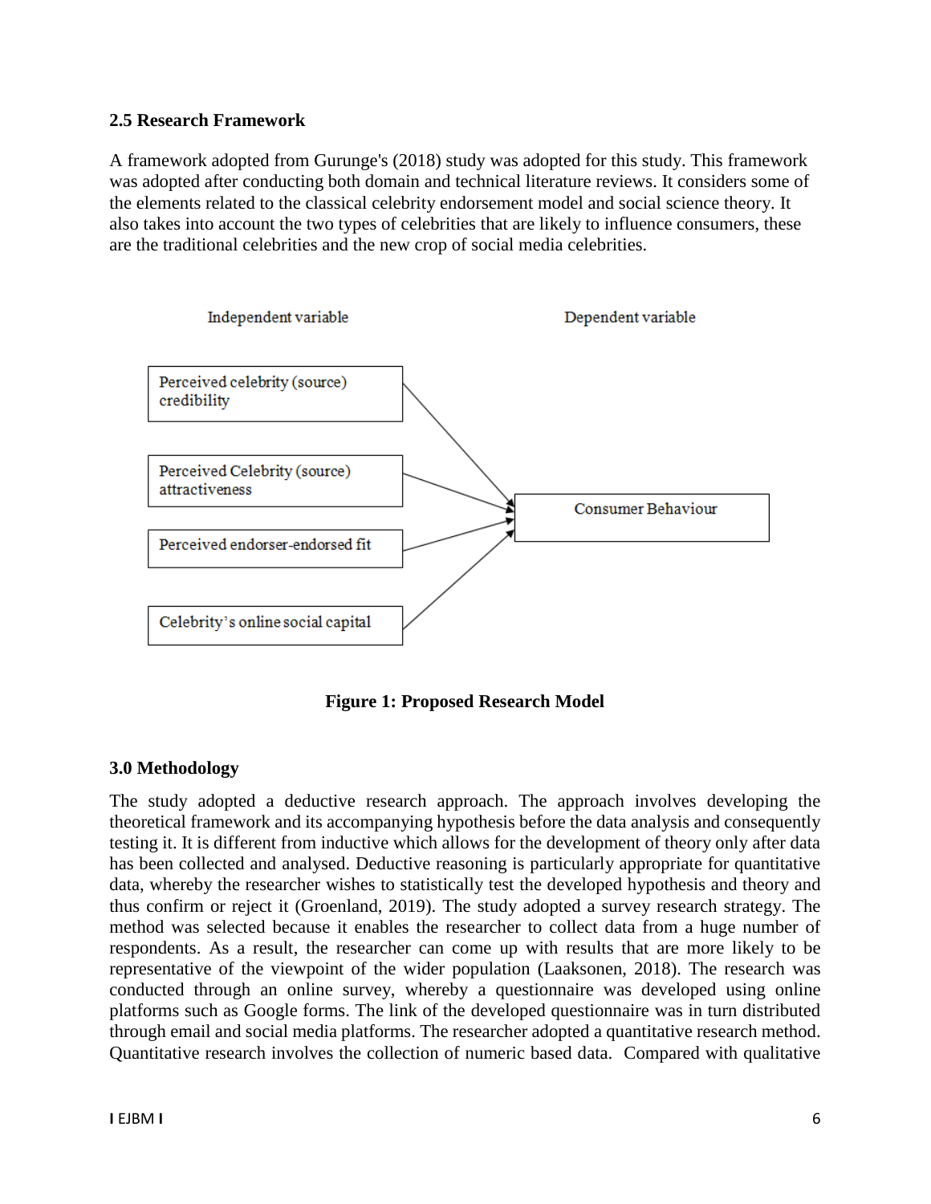### 2.5 Research Framework

A framework adopted from Gurunge's (2018) study was adopted for this study. This framework was adopted after conducting both domain and technical literature reviews. It considers some of the elements related to the classical celebrity endorsement model and social science theory. It also takes into account the two types of celebrities that are likely to influence consumers, these are the traditional celebrities and the new crop of social media celebrities.

Independent variable

Perceived celebrity (source) credibility

Perceived Celebrity (source) attractiveness

Perceived endorser-endorsed fit

Celebrity's online social capital

Dependent variable

Consumer Behaviour

**Figure 1: Proposed Research Model**

## 3.0 Methodology

The study adopted a deductive research approach. The approach involves developing the theoretical framework and its accompanying hypothesis before the data analysis and consequently testing it. It is different from inductive which allows for the development of theory only after data has been collected and analysed. Deductive reasoning is particularly appropriate for quantitative data, whereby the researcher wishes to statistically test the developed hypothesis and theory and thus confirm or reject it (Groenland, 2019). The study adopted a survey research strategy. The method was selected because it enables the researcher to collect data from a huge number of respondents. As a result, the researcher can come up with results that are more likely to be representative of the viewpoint of the wider population (Laaksonen, 2018). The research was conducted through an online survey, whereby a questionnaire was developed using online platforms such as Google forms. The link of the developed questionnaire was in turn distributed through email and social media platforms. The researcher adopted a quantitative research method. Quantitative research involves the collection of numeric based data. Compared with qualitative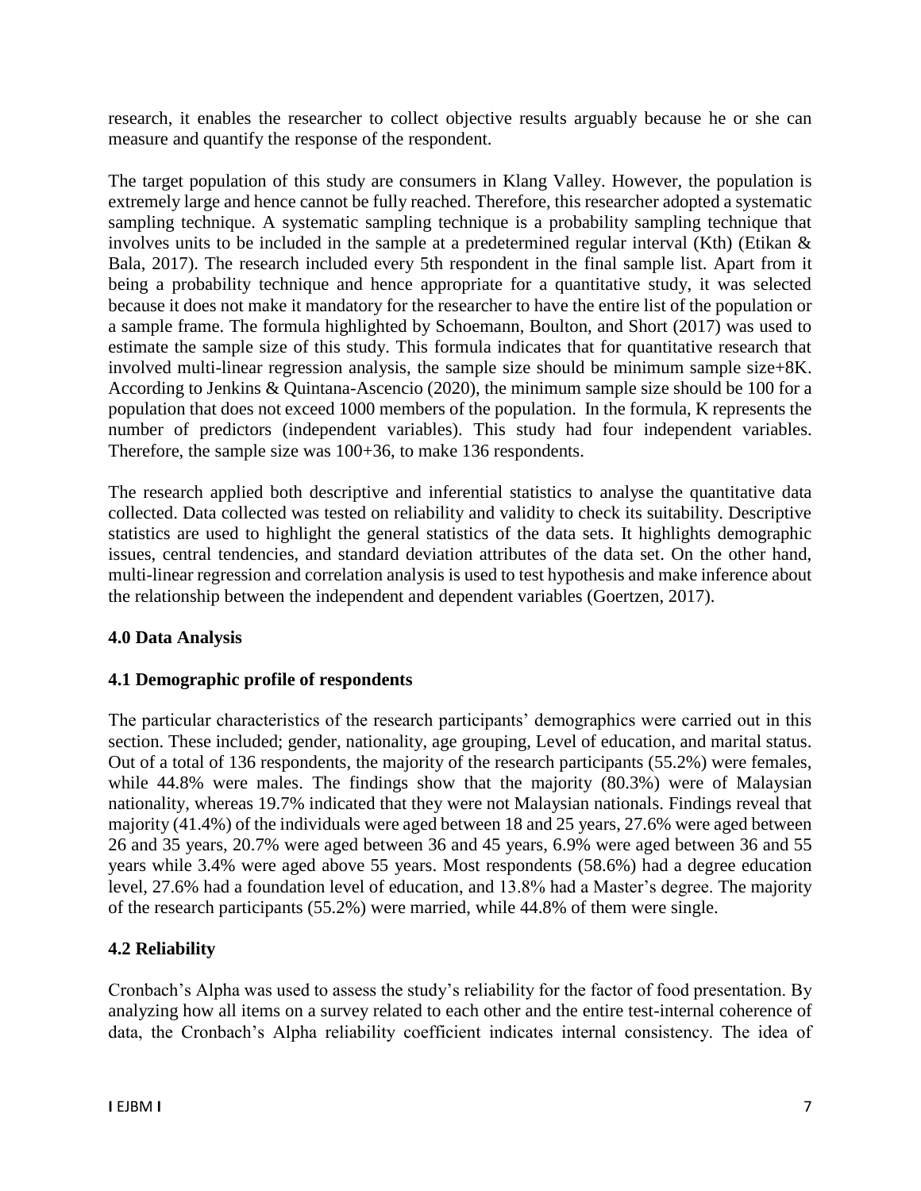research, it enables the researcher to collect objective results arguably because he or she can measure and quantify the response of the respondent.

The target population of this study are consumers in Klang Valley. However, the population is extremely large and hence cannot be fully reached. Therefore, this researcher adopted a systematic sampling technique. A systematic sampling technique is a probability sampling technique that involves units to be included in the sample at a predetermined regular interval (Kth) (Etikan & Bala, 2017). The research included every 5th respondent in the final sample list. Apart from it being a probability technique and hence appropriate for a quantitative study, it was selected because it does not make it mandatory for the researcher to have the entire list of the population or a sample frame. The formula highlighted by Schoemann, Boulton, and Short (2017) was used to estimate the sample size of this study. This formula indicates that for quantitative research that involved multi-linear regression analysis, the sample size should be minimum sample size+8K. According to Jenkins & Quintana-Ascencio (2020), the minimum sample size should be 100 for a population that does not exceed 1000 members of the population. In the formula, K represents the number of predictors (independent variables). This study had four independent variables. Therefore, the sample size was 100+36, to make 136 respondents.

The research applied both descriptive and inferential statistics to analyse the quantitative data collected. Data collected was tested on reliability and validity to check its suitability. Descriptive statistics are used to highlight the general statistics of the data sets. It highlights demographic issues, central tendencies, and standard deviation attributes of the data set. On the other hand, multi-linear regression and correlation analysis is used to test hypothesis and make inference about the relationship between the independent and dependent variables (Goertzen, 2017).

## 4.0 Data Analysis

### 4.1 Demographic profile of respondents

The particular characteristics of the research participants' demographics were carried out in this section. These included; gender, nationality, age grouping, Level of education, and marital status. Out of a total of 136 respondents, the majority of the research participants (55.2%) were females, while 44.8% were males. The findings show that the majority (80.3%) were of Malaysian nationality, whereas 19.7% indicated that they were not Malaysian nationals. Findings reveal that majority (41.4%) of the individuals were aged between 18 and 25 years, 27.6% were aged between 26 and 35 years, 20.7% were aged between 36 and 45 years, 6.9% were aged between 36 and 55 years while 3.4% were aged above 55 years. Most respondents (58.6%) had a degree education level, 27.6% had a foundation level of education, and 13.8% had a Master's degree. The majority of the research participants (55.2%) were married, while 44.8% of them were single.

### 4.2 Reliability

Cronbach's Alpha was used to assess the study's reliability for the factor of food presentation. By analyzing how all items on a survey related to each other and the entire test-internal coherence of data, the Cronbach's Alpha reliability coefficient indicates internal consistency. The idea of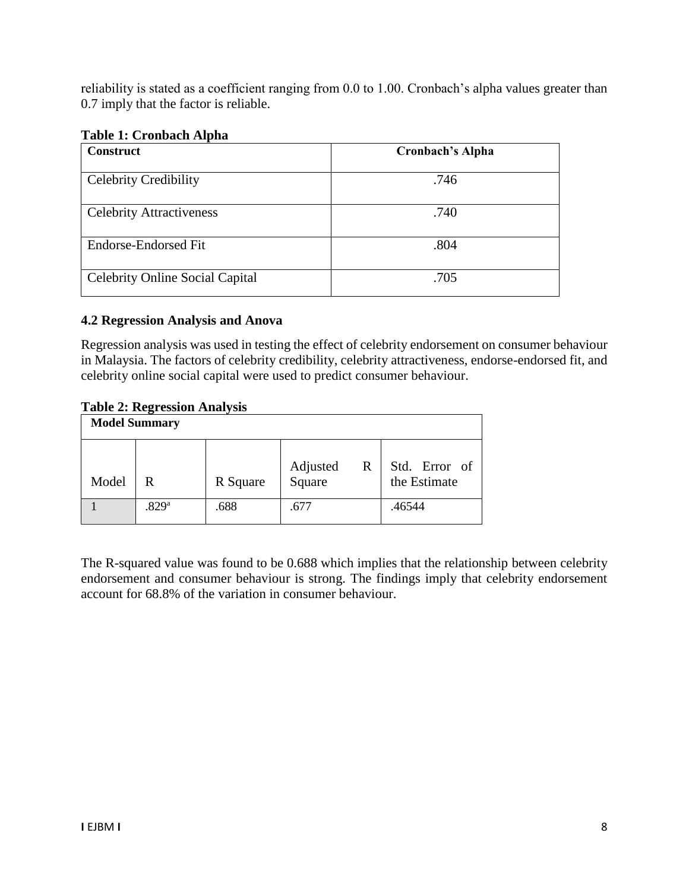reliability is stated as a coefficient ranging from 0.0 to 1.00. Cronbach's alpha values greater than 0.7 imply that the factor is reliable.

**Table 1: Cronbach Alpha**

| Construct | Cronbach's Alpha |
| --- | --- |
| Celebrity Credibility | .746 |
| Celebrity Attractiveness | .740 |
| Endorse-Endorsed Fit | .804 |
| Celebrity Online Social Capital | .705 |

### 4.2 Regression Analysis and Anova

Regression analysis was used in testing the effect of celebrity endorsement on consumer behaviour in Malaysia. The factors of celebrity credibility, celebrity attractiveness, endorse-endorsed fit, and celebrity online social capital were used to predict consumer behaviour.

**Table 2: Regression Analysis**

| **Model Summary** | | | | |
| --- | --- | --- | --- | --- |
| Model | R | R Square | Adjusted R Square | Std. Error of the Estimate |
| 1 | .829[a] | .688 | .677 | .46544 |

The R-squared value was found to be 0.688 which implies that the relationship between celebrity endorsement and consumer behaviour is strong. The findings imply that celebrity endorsement account for 68.8% of the variation in consumer behaviour.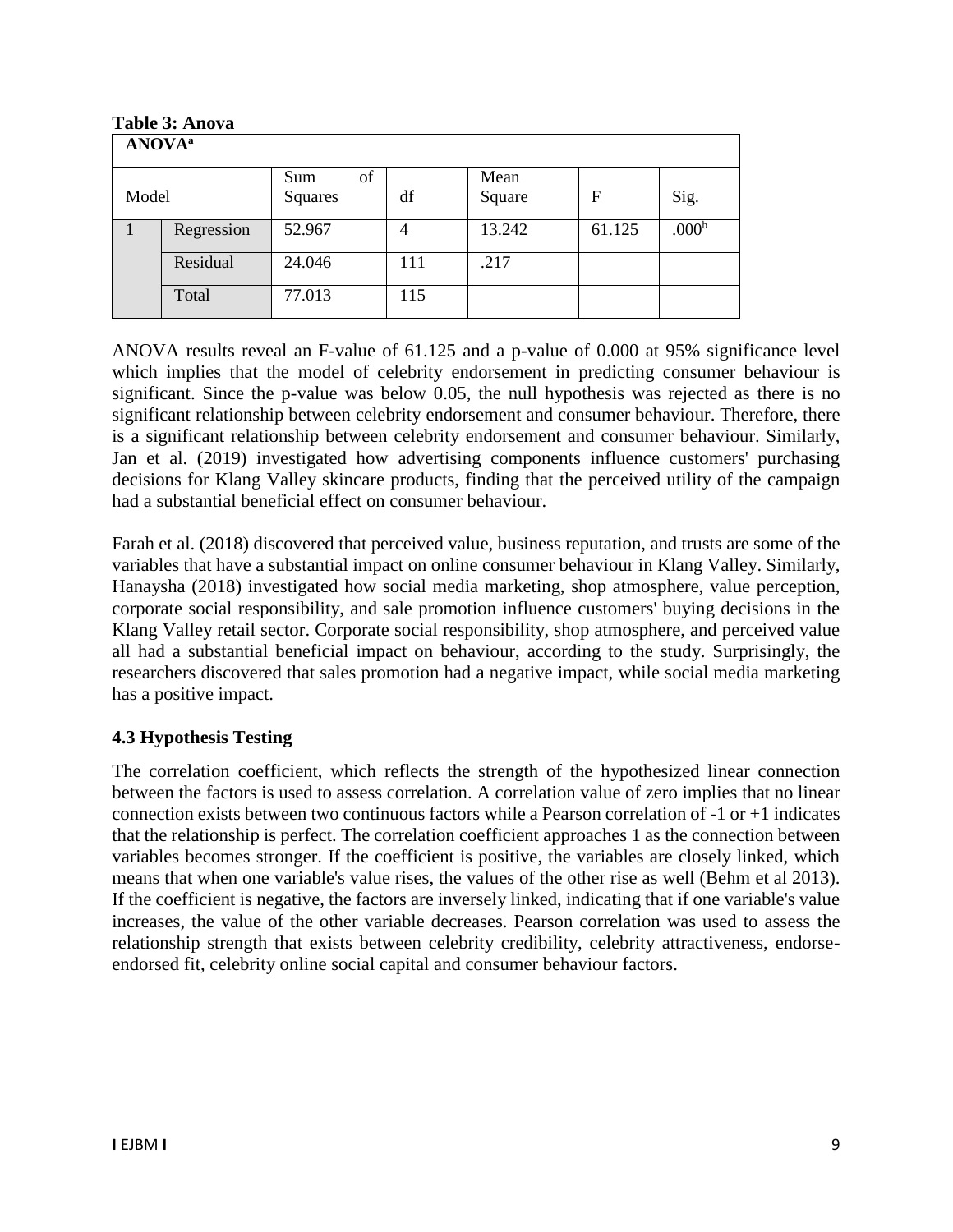**Table 3: Anova**

| ANOVA[a] | | | | | | |
|---|---|---|---|---|---|---|
| Model | | Sum of Squares | df | Mean Square | F | Sig. |
| 1 | Regression | 52.967 | 4 | 13.242 | 61.125 | .000[b] |
| | Residual | 24.046 | 111 | .217 | | |
| | Total | 77.013 | 115 | | | |

ANOVA results reveal an F-value of 61.125 and a p-value of 0.000 at 95% significance level which implies that the model of celebrity endorsement in predicting consumer behaviour is significant. Since the p-value was below 0.05, the null hypothesis was rejected as there is no significant relationship between celebrity endorsement and consumer behaviour. Therefore, there is a significant relationship between celebrity endorsement and consumer behaviour. Similarly, Jan et al. (2019) investigated how advertising components influence customers' purchasing decisions for Klang Valley skincare products, finding that the perceived utility of the campaign had a substantial beneficial effect on consumer behaviour.

Farah et al. (2018) discovered that perceived value, business reputation, and trusts are some of the variables that have a substantial impact on online consumer behaviour in Klang Valley. Similarly, Hanaysha (2018) investigated how social media marketing, shop atmosphere, value perception, corporate social responsibility, and sale promotion influence customers' buying decisions in the Klang Valley retail sector. Corporate social responsibility, shop atmosphere, and perceived value all had a substantial beneficial impact on behaviour, according to the study. Surprisingly, the researchers discovered that sales promotion had a negative impact, while social media marketing has a positive impact.

### 4.3 Hypothesis Testing

The correlation coefficient, which reflects the strength of the hypothesized linear connection between the factors is used to assess correlation. A correlation value of zero implies that no linear connection exists between two continuous factors while a Pearson correlation of -1 or +1 indicates that the relationship is perfect. The correlation coefficient approaches 1 as the connection between variables becomes stronger. If the coefficient is positive, the variables are closely linked, which means that when one variable's value rises, the values of the other rise as well (Behm et al 2013). If the coefficient is negative, the factors are inversely linked, indicating that if one variable's value increases, the value of the other variable decreases. Pearson correlation was used to assess the relationship strength that exists between celebrity credibility, celebrity attractiveness, endorse-endorsed fit, celebrity online social capital and consumer behaviour factors.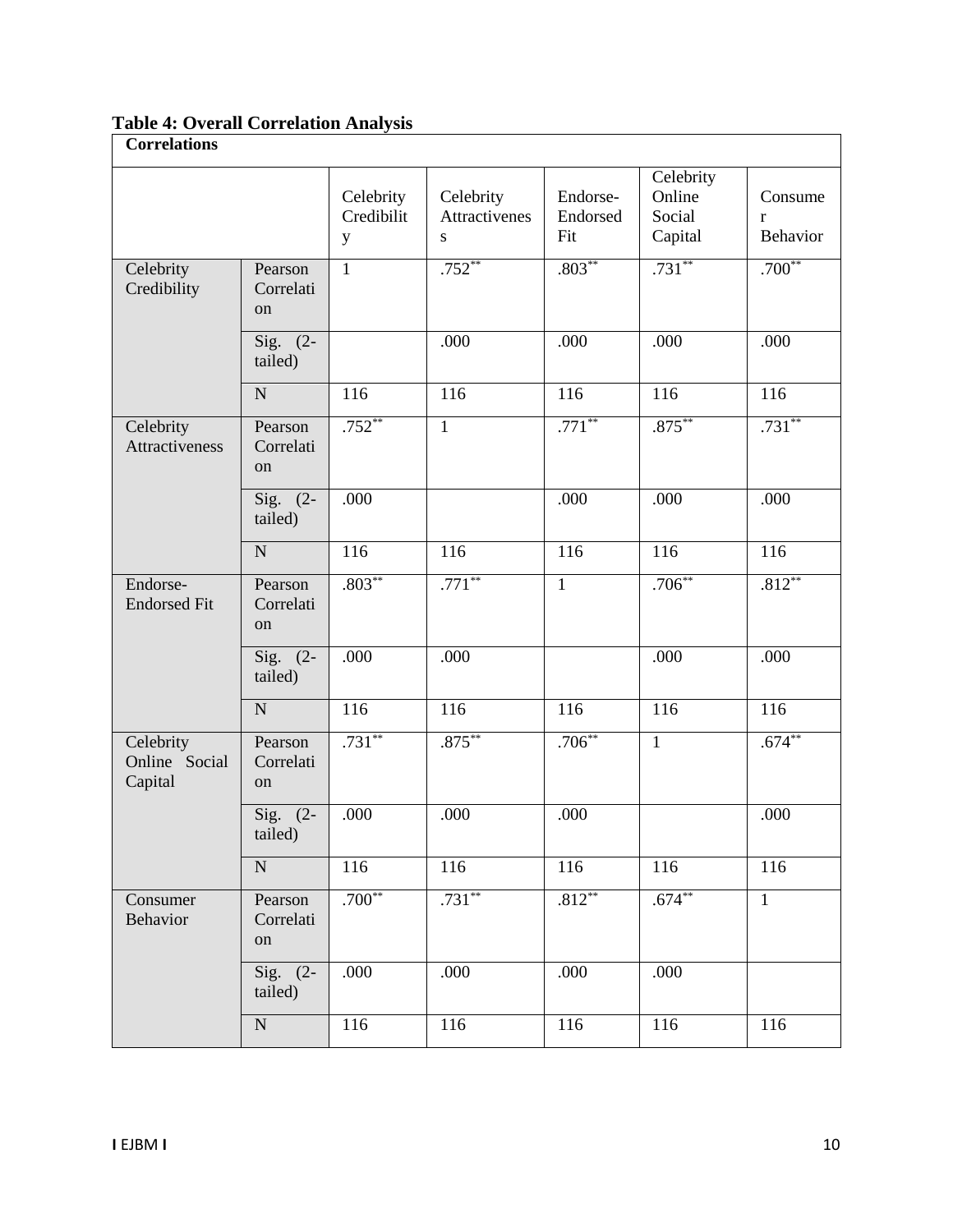**Table 4: Overall Correlation Analysis**

| Correlations | | | | | | |
|---|---|---|---|---|---|---|
| | | Celebrity Credibility | Celebrity Attractiveness | Endorse-Endorsed Fit | Celebrity Online Social Capital | Consumer Behavior |
| Celebrity Credibility | Pearson Correlation | 1 | .752** | .803** | .731** | .700** |
| | Sig. (2-tailed) | | .000 | .000 | .000 | .000 |
| | N | 116 | 116 | 116 | 116 | 116 |
| Celebrity Attractiveness | Pearson Correlation | .752** | 1 | .771** | .875** | .731** |
| | Sig. (2-tailed) | .000 | | .000 | .000 | .000 |
| | N | 116 | 116 | 116 | 116 | 116 |
| Endorse-Endorsed Fit | Pearson Correlation | .803** | .771** | 1 | .706** | .812** |
| | Sig. (2-tailed) | .000 | .000 | | .000 | .000 |
| | N | 116 | 116 | 116 | 116 | 116 |
| Celebrity Online Social Capital | Pearson Correlation | .731** | .875** | .706** | 1 | .674** |
| | Sig. (2-tailed) | .000 | .000 | .000 | | .000 |
| | N | 116 | 116 | 116 | 116 | 116 |
| Consumer Behavior | Pearson Correlation | .700** | .731** | .812** | .674** | 1 |
| | Sig. (2-tailed) | .000 | .000 | .000 | .000 | |
| | N | 116 | 116 | 116 | 116 | 116 |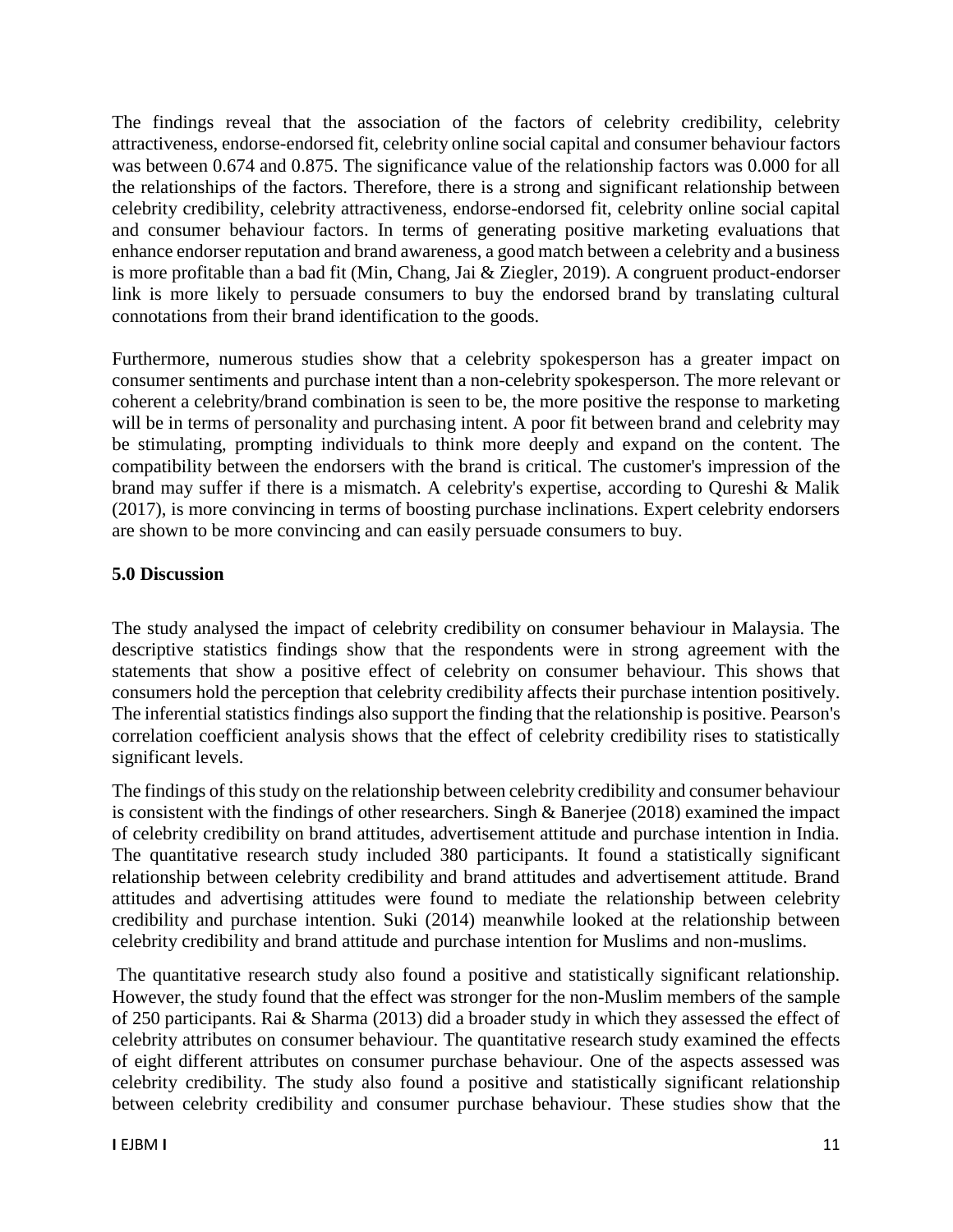The findings reveal that the association of the factors of celebrity credibility, celebrity attractiveness, endorse-endorsed fit, celebrity online social capital and consumer behaviour factors was between 0.674 and 0.875. The significance value of the relationship factors was 0.000 for all the relationships of the factors. Therefore, there is a strong and significant relationship between celebrity credibility, celebrity attractiveness, endorse-endorsed fit, celebrity online social capital and consumer behaviour factors. In terms of generating positive marketing evaluations that enhance endorser reputation and brand awareness, a good match between a celebrity and a business is more profitable than a bad fit (Min, Chang, Jai & Ziegler, 2019). A congruent product-endorser link is more likely to persuade consumers to buy the endorsed brand by translating cultural connotations from their brand identification to the goods.

Furthermore, numerous studies show that a celebrity spokesperson has a greater impact on consumer sentiments and purchase intent than a non-celebrity spokesperson. The more relevant or coherent a celebrity/brand combination is seen to be, the more positive the response to marketing will be in terms of personality and purchasing intent. A poor fit between brand and celebrity may be stimulating, prompting individuals to think more deeply and expand on the content. The compatibility between the endorsers with the brand is critical. The customer's impression of the brand may suffer if there is a mismatch. A celebrity's expertise, according to Qureshi & Malik (2017), is more convincing in terms of boosting purchase inclinations. Expert celebrity endorsers are shown to be more convincing and can easily persuade consumers to buy.

## 5.0 Discussion

The study analysed the impact of celebrity credibility on consumer behaviour in Malaysia. The descriptive statistics findings show that the respondents were in strong agreement with the statements that show a positive effect of celebrity on consumer behaviour. This shows that consumers hold the perception that celebrity credibility affects their purchase intention positively. The inferential statistics findings also support the finding that the relationship is positive. Pearson's correlation coefficient analysis shows that the effect of celebrity credibility rises to statistically significant levels.

The findings of this study on the relationship between celebrity credibility and consumer behaviour is consistent with the findings of other researchers. Singh & Banerjee (2018) examined the impact of celebrity credibility on brand attitudes, advertisement attitude and purchase intention in India. The quantitative research study included 380 participants. It found a statistically significant relationship between celebrity credibility and brand attitudes and advertisement attitude. Brand attitudes and advertising attitudes were found to mediate the relationship between celebrity credibility and purchase intention. Suki (2014) meanwhile looked at the relationship between celebrity credibility and brand attitude and purchase intention for Muslims and non-muslims.

The quantitative research study also found a positive and statistically significant relationship. However, the study found that the effect was stronger for the non-Muslim members of the sample of 250 participants. Rai & Sharma (2013) did a broader study in which they assessed the effect of celebrity attributes on consumer behaviour. The quantitative research study examined the effects of eight different attributes on consumer purchase behaviour. One of the aspects assessed was celebrity credibility. The study also found a positive and statistically significant relationship between celebrity credibility and consumer purchase behaviour. These studies show that the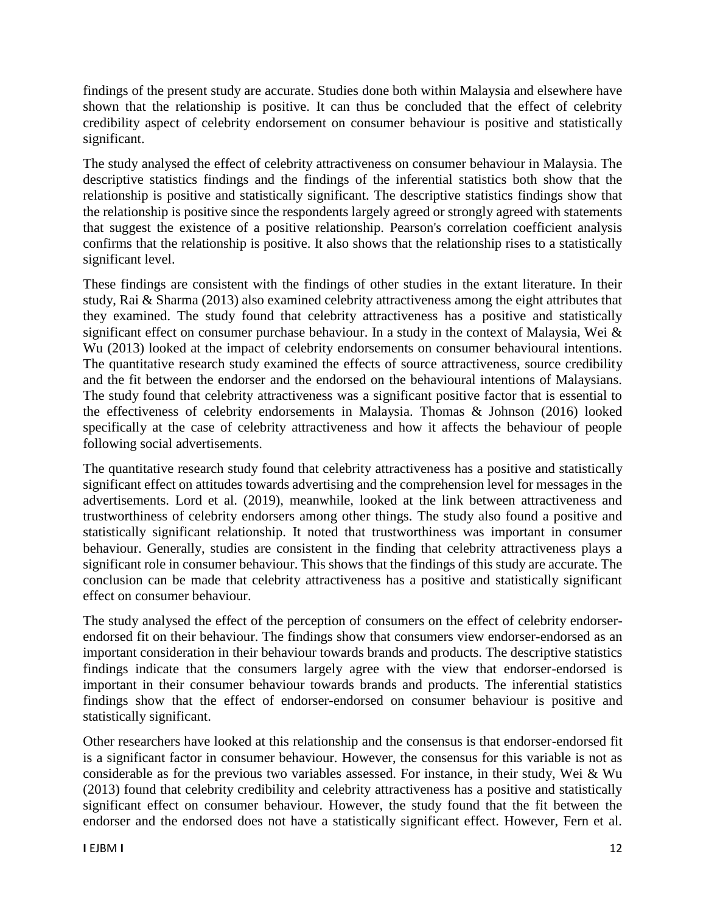findings of the present study are accurate. Studies done both within Malaysia and elsewhere have shown that the relationship is positive. It can thus be concluded that the effect of celebrity credibility aspect of celebrity endorsement on consumer behaviour is positive and statistically significant.

The study analysed the effect of celebrity attractiveness on consumer behaviour in Malaysia. The descriptive statistics findings and the findings of the inferential statistics both show that the relationship is positive and statistically significant. The descriptive statistics findings show that the relationship is positive since the respondents largely agreed or strongly agreed with statements that suggest the existence of a positive relationship. Pearson's correlation coefficient analysis confirms that the relationship is positive. It also shows that the relationship rises to a statistically significant level.

These findings are consistent with the findings of other studies in the extant literature. In their study, Rai & Sharma (2013) also examined celebrity attractiveness among the eight attributes that they examined. The study found that celebrity attractiveness has a positive and statistically significant effect on consumer purchase behaviour. In a study in the context of Malaysia, Wei & Wu (2013) looked at the impact of celebrity endorsements on consumer behavioural intentions. The quantitative research study examined the effects of source attractiveness, source credibility and the fit between the endorser and the endorsed on the behavioural intentions of Malaysians. The study found that celebrity attractiveness was a significant positive factor that is essential to the effectiveness of celebrity endorsements in Malaysia. Thomas & Johnson (2016) looked specifically at the case of celebrity attractiveness and how it affects the behaviour of people following social advertisements.

The quantitative research study found that celebrity attractiveness has a positive and statistically significant effect on attitudes towards advertising and the comprehension level for messages in the advertisements. Lord et al. (2019), meanwhile, looked at the link between attractiveness and trustworthiness of celebrity endorsers among other things. The study also found a positive and statistically significant relationship. It noted that trustworthiness was important in consumer behaviour. Generally, studies are consistent in the finding that celebrity attractiveness plays a significant role in consumer behaviour. This shows that the findings of this study are accurate. The conclusion can be made that celebrity attractiveness has a positive and statistically significant effect on consumer behaviour.

The study analysed the effect of the perception of consumers on the effect of celebrity endorser-endorsed fit on their behaviour. The findings show that consumers view endorser-endorsed as an important consideration in their behaviour towards brands and products. The descriptive statistics findings indicate that the consumers largely agree with the view that endorser-endorsed is important in their consumer behaviour towards brands and products. The inferential statistics findings show that the effect of endorser-endorsed on consumer behaviour is positive and statistically significant.

Other researchers have looked at this relationship and the consensus is that endorser-endorsed fit is a significant factor in consumer behaviour. However, the consensus for this variable is not as considerable as for the previous two variables assessed. For instance, in their study, Wei & Wu (2013) found that celebrity credibility and celebrity attractiveness has a positive and statistically significant effect on consumer behaviour. However, the study found that the fit between the endorser and the endorsed does not have a statistically significant effect. However, Fern et al.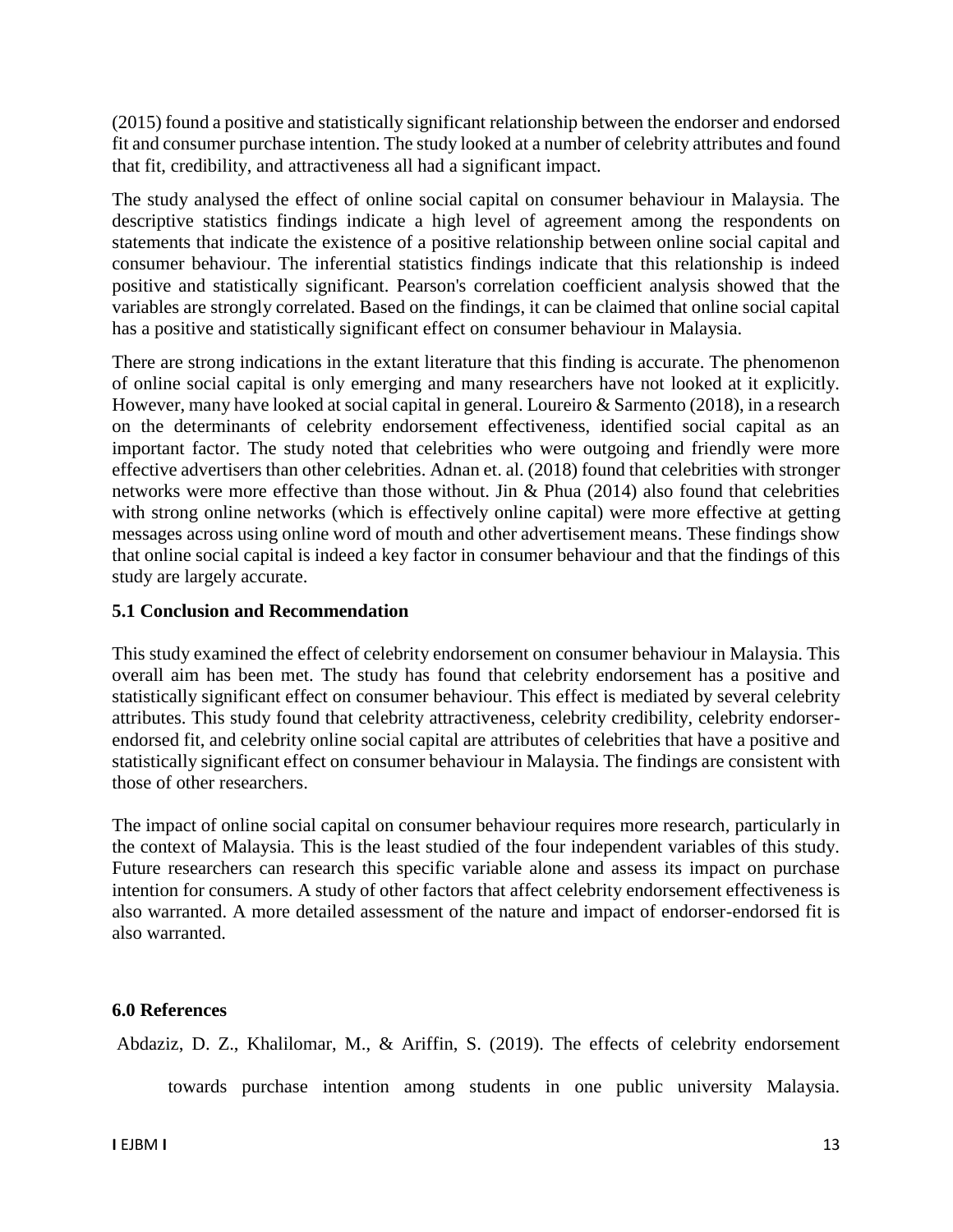(2015) found a positive and statistically significant relationship between the endorser and endorsed fit and consumer purchase intention. The study looked at a number of celebrity attributes and found that fit, credibility, and attractiveness all had a significant impact.

The study analysed the effect of online social capital on consumer behaviour in Malaysia. The descriptive statistics findings indicate a high level of agreement among the respondents on statements that indicate the existence of a positive relationship between online social capital and consumer behaviour. The inferential statistics findings indicate that this relationship is indeed positive and statistically significant. Pearson's correlation coefficient analysis showed that the variables are strongly correlated. Based on the findings, it can be claimed that online social capital has a positive and statistically significant effect on consumer behaviour in Malaysia.

There are strong indications in the extant literature that this finding is accurate. The phenomenon of online social capital is only emerging and many researchers have not looked at it explicitly. However, many have looked at social capital in general. Loureiro & Sarmento (2018), in a research on the determinants of celebrity endorsement effectiveness, identified social capital as an important factor. The study noted that celebrities who were outgoing and friendly were more effective advertisers than other celebrities. Adnan et. al. (2018) found that celebrities with stronger networks were more effective than those without. Jin & Phua (2014) also found that celebrities with strong online networks (which is effectively online capital) were more effective at getting messages across using online word of mouth and other advertisement means. These findings show that online social capital is indeed a key factor in consumer behaviour and that the findings of this study are largely accurate.

### 5.1 Conclusion and Recommendation

This study examined the effect of celebrity endorsement on consumer behaviour in Malaysia. This overall aim has been met. The study has found that celebrity endorsement has a positive and statistically significant effect on consumer behaviour. This effect is mediated by several celebrity attributes. This study found that celebrity attractiveness, celebrity credibility, celebrity endorser-endorsed fit, and celebrity online social capital are attributes of celebrities that have a positive and statistically significant effect on consumer behaviour in Malaysia. The findings are consistent with those of other researchers.

The impact of online social capital on consumer behaviour requires more research, particularly in the context of Malaysia. This is the least studied of the four independent variables of this study. Future researchers can research this specific variable alone and assess its impact on purchase intention for consumers. A study of other factors that affect celebrity endorsement effectiveness is also warranted. A more detailed assessment of the nature and impact of endorser-endorsed fit is also warranted.

## 6.0 References

Abdaziz, D. Z., Khalilomar, M., & Ariffin, S. (2019). The effects of celebrity endorsement towards purchase intention among students in one public university Malaysia.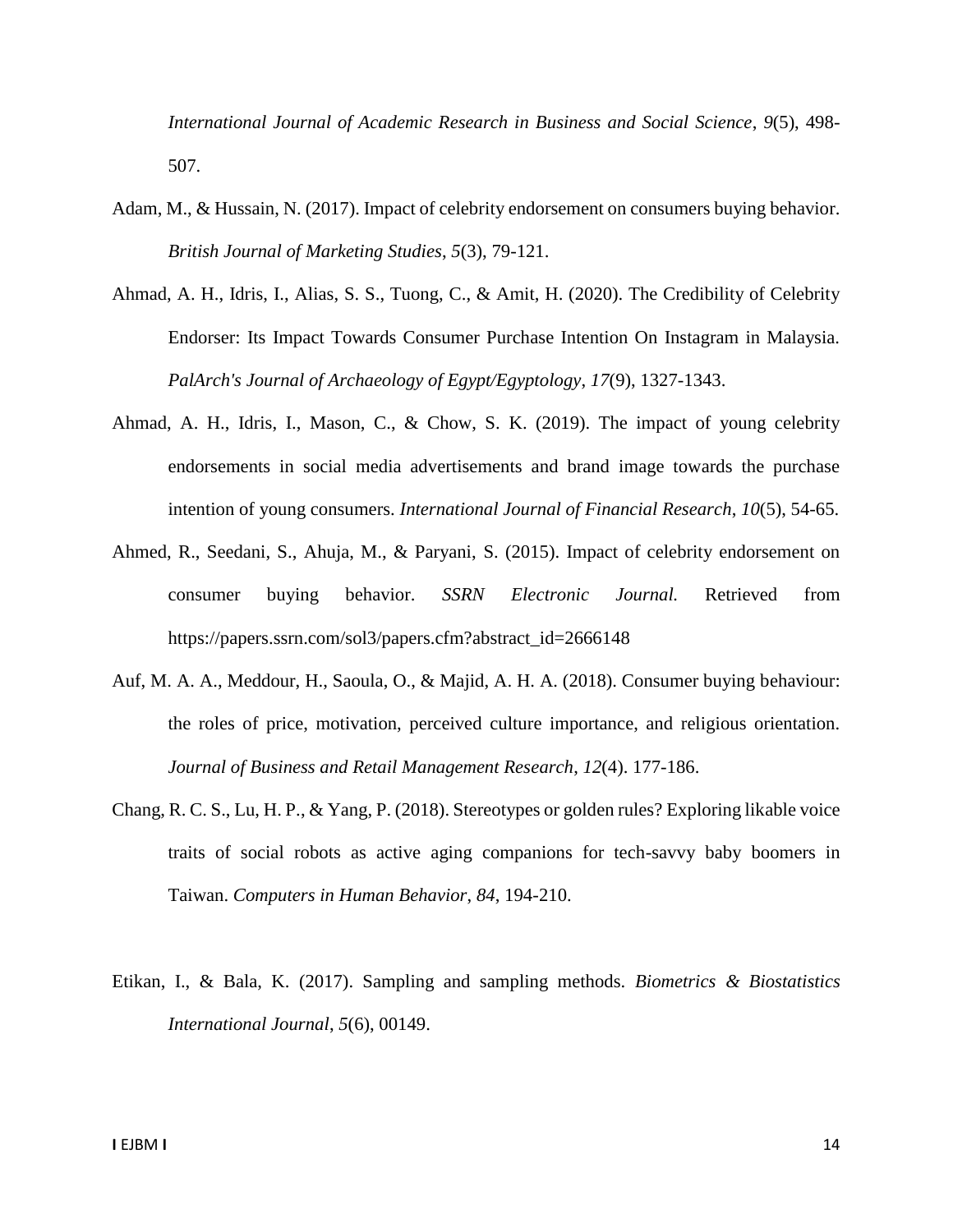*International Journal of Academic Research in Business and Social Science*, *9*(5), 498-507.

Adam, M., & Hussain, N. (2017). Impact of celebrity endorsement on consumers buying behavior. *British Journal of Marketing Studies*, *5*(3), 79-121.

Ahmad, A. H., Idris, I., Alias, S. S., Tuong, C., & Amit, H. (2020). The Credibility of Celebrity Endorser: Its Impact Towards Consumer Purchase Intention On Instagram in Malaysia. *PalArch's Journal of Archaeology of Egypt/Egyptology*, *17*(9), 1327-1343.

Ahmad, A. H., Idris, I., Mason, C., & Chow, S. K. (2019). The impact of young celebrity endorsements in social media advertisements and brand image towards the purchase intention of young consumers. *International Journal of Financial Research*, *10*(5), 54-65.

Ahmed, R., Seedani, S., Ahuja, M., & Paryani, S. (2015). Impact of celebrity endorsement on consumer buying behavior. *SSRN Electronic Journal.* Retrieved from https://papers.ssrn.com/sol3/papers.cfm?abstract_id=2666148

Auf, M. A. A., Meddour, H., Saoula, O., & Majid, A. H. A. (2018). Consumer buying behaviour: the roles of price, motivation, perceived culture importance, and religious orientation. *Journal of Business and Retail Management Research*, *12*(4). 177-186.

Chang, R. C. S., Lu, H. P., & Yang, P. (2018). Stereotypes or golden rules? Exploring likable voice traits of social robots as active aging companions for tech-savvy baby boomers in Taiwan. *Computers in Human Behavior*, *84*, 194-210.

Etikan, I., & Bala, K. (2017). Sampling and sampling methods. *Biometrics & Biostatistics International Journal*, *5*(6), 00149.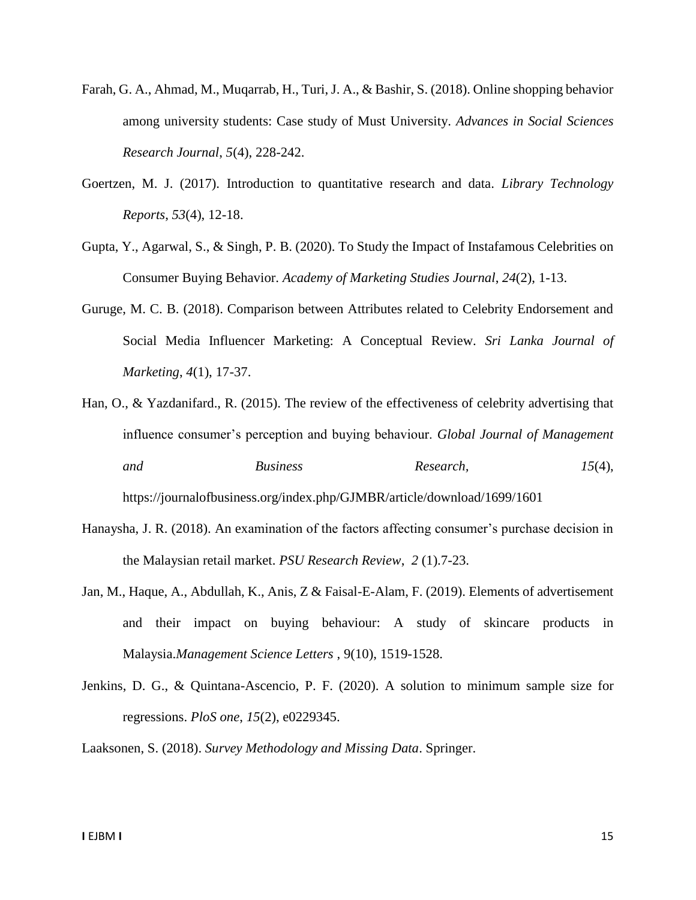Farah, G. A., Ahmad, M., Muqarrab, H., Turi, J. A., & Bashir, S. (2018). Online shopping behavior among university students: Case study of Must University. *Advances in Social Sciences Research Journal*, *5*(4), 228-242.

Goertzen, M. J. (2017). Introduction to quantitative research and data. *Library Technology Reports*, *53*(4), 12-18.

Gupta, Y., Agarwal, S., & Singh, P. B. (2020). To Study the Impact of Instafamous Celebrities on Consumer Buying Behavior. *Academy of Marketing Studies Journal*, *24*(2), 1-13.

Guruge, M. C. B. (2018). Comparison between Attributes related to Celebrity Endorsement and Social Media Influencer Marketing: A Conceptual Review. *Sri Lanka Journal of Marketing*, *4*(1), 17-37.

Han, O., & Yazdanifard., R. (2015). The review of the effectiveness of celebrity advertising that influence consumer's perception and buying behaviour. *Global Journal of Management and Business Research,* *15*(4), https://journalofbusiness.org/index.php/GJMBR/article/download/1699/1601

Hanaysha, J. R. (2018). An examination of the factors affecting consumer's purchase decision in the Malaysian retail market. *PSU Research Review*, *2* (1).7-23.

Jan, M., Haque, A., Abdullah, K., Anis, Z & Faisal-E-Alam, F. (2019). Elements of advertisement and their impact on buying behaviour: A study of skincare products in Malaysia.*Management Science Letters* , 9(10), 1519-1528.

Jenkins, D. G., & Quintana-Ascencio, P. F. (2020). A solution to minimum sample size for regressions. *PloS one*, *15*(2), e0229345.

Laaksonen, S. (2018). *Survey Methodology and Missing Data*. Springer.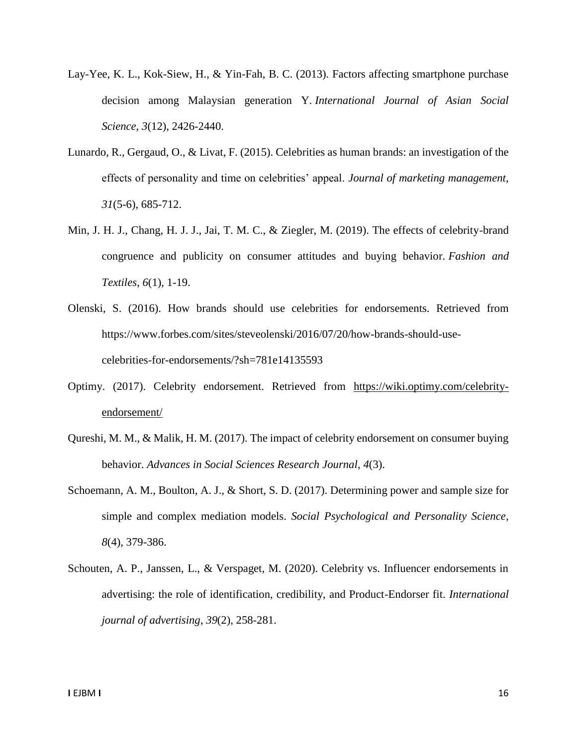Lay-Yee, K. L., Kok-Siew, H., & Yin-Fah, B. C. (2013). Factors affecting smartphone purchase decision among Malaysian generation Y. *International Journal of Asian Social Science*, *3*(12), 2426-2440.

Lunardo, R., Gergaud, O., & Livat, F. (2015). Celebrities as human brands: an investigation of the effects of personality and time on celebrities' appeal. *Journal of marketing management*, *31*(5-6), 685-712.

Min, J. H. J., Chang, H. J. J., Jai, T. M. C., & Ziegler, M. (2019). The effects of celebrity-brand congruence and publicity on consumer attitudes and buying behavior. *Fashion and Textiles*, *6*(1), 1-19.

Olenski, S. (2016). How brands should use celebrities for endorsements. Retrieved from https://www.forbes.com/sites/steveolenski/2016/07/20/how-brands-should-use-celebrities-for-endorsements/?sh=781e14135593

Optimy. (2017). Celebrity endorsement. Retrieved from https://wiki.optimy.com/celebrity-endorsement/

Qureshi, M. M., & Malik, H. M. (2017). The impact of celebrity endorsement on consumer buying behavior. *Advances in Social Sciences Research Journal*, *4*(3).

Schoemann, A. M., Boulton, A. J., & Short, S. D. (2017). Determining power and sample size for simple and complex mediation models. *Social Psychological and Personality Science*, *8*(4), 379-386.

Schouten, A. P., Janssen, L., & Verspaget, M. (2020). Celebrity vs. Influencer endorsements in advertising: the role of identification, credibility, and Product-Endorser fit. *International journal of advertising*, *39*(2), 258-281.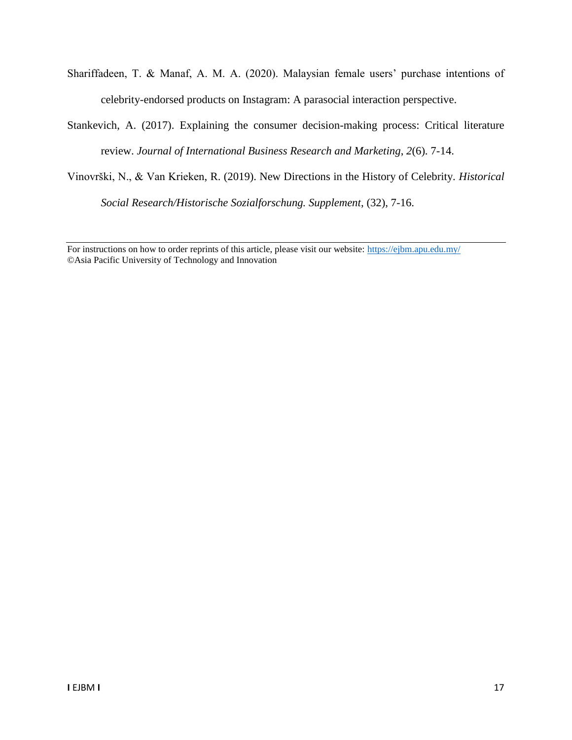Shariffadeen, T. & Manaf, A. M. A. (2020). Malaysian female users' purchase intentions of celebrity-endorsed products on Instagram: A parasocial interaction perspective.

Stankevich, A. (2017). Explaining the consumer decision-making process: Critical literature review. *Journal of International Business Research and Marketing*, *2*(6). 7-14.

Vinovrški, N., & Van Krieken, R. (2019). New Directions in the History of Celebrity. *Historical Social Research/Historische Sozialforschung. Supplement*, (32), 7-16.

---

For instructions on how to order reprints of this article, please visit our website: https://ejbm.apu.edu.my/
©Asia Pacific University of Technology and Innovation